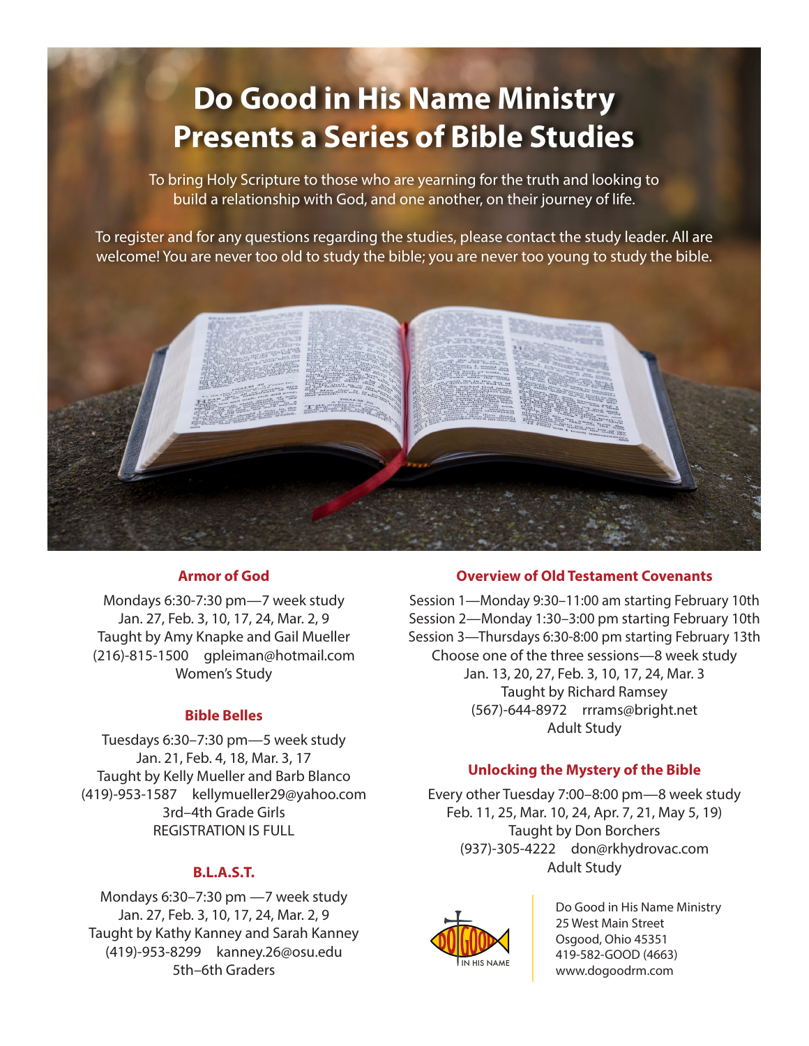# Do Good in His Name Ministry Presents a Series of Bible Studies

To bring Holy Scripture to those who are yearning for the truth and looking to build a relationship with God, and one another, on their journey of life.

To register and for any questions regarding the studies, please contact the study leader. All are welcome! You are never too old to study the bible; you are never too young to study the bible.

## Armor of God

Mondays 6:30-7:30 pm—7 week study
Jan. 27, Feb. 3, 10, 17, 24, Mar. 2, 9
Taught by Amy Knapke and Gail Mueller
(216)-815-1500 gpleiman@hotmail.com
Women's Study

## Bible Belles

Tuesdays 6:30–7:30 pm—5 week study
Jan. 21, Feb. 4, 18, Mar. 3, 17
Taught by Kelly Mueller and Barb Blanco
(419)-953-1587 kellymueller29@yahoo.com
3rd–4th Grade Girls
REGISTRATION IS FULL

## B.L.A.S.T.

Mondays 6:30–7:30 pm —7 week study
Jan. 27, Feb. 3, 10, 17, 24, Mar. 2, 9
Taught by Kathy Kanney and Sarah Kanney
(419)-953-8299 kanney.26@osu.edu
5th–6th Graders

## Overview of Old Testament Covenants

Session 1—Monday 9:30–11:00 am starting February 10th
Session 2—Monday 1:30–3:00 pm starting February 10th
Session 3—Thursdays 6:30-8:00 pm starting February 13th
Choose one of the three sessions—8 week study
Jan. 13, 20, 27, Feb. 3, 10, 17, 24, Mar. 3
Taught by Richard Ramsey
(567)-644-8972 rrrams@bright.net
Adult Study

## Unlocking the Mystery of the Bible

Every other Tuesday 7:00–8:00 pm—8 week study
Feb. 11, 25, Mar. 10, 24, Apr. 7, 21, May 5, 19)
Taught by Don Borchers
(937)-305-4222 don@rkhydrovac.com
Adult Study

DO GOOD IN HIS NAME

Do Good in His Name Ministry
25 West Main Street
Osgood, Ohio 45351
419-582-GOOD (4663)
www.dogoodrm.com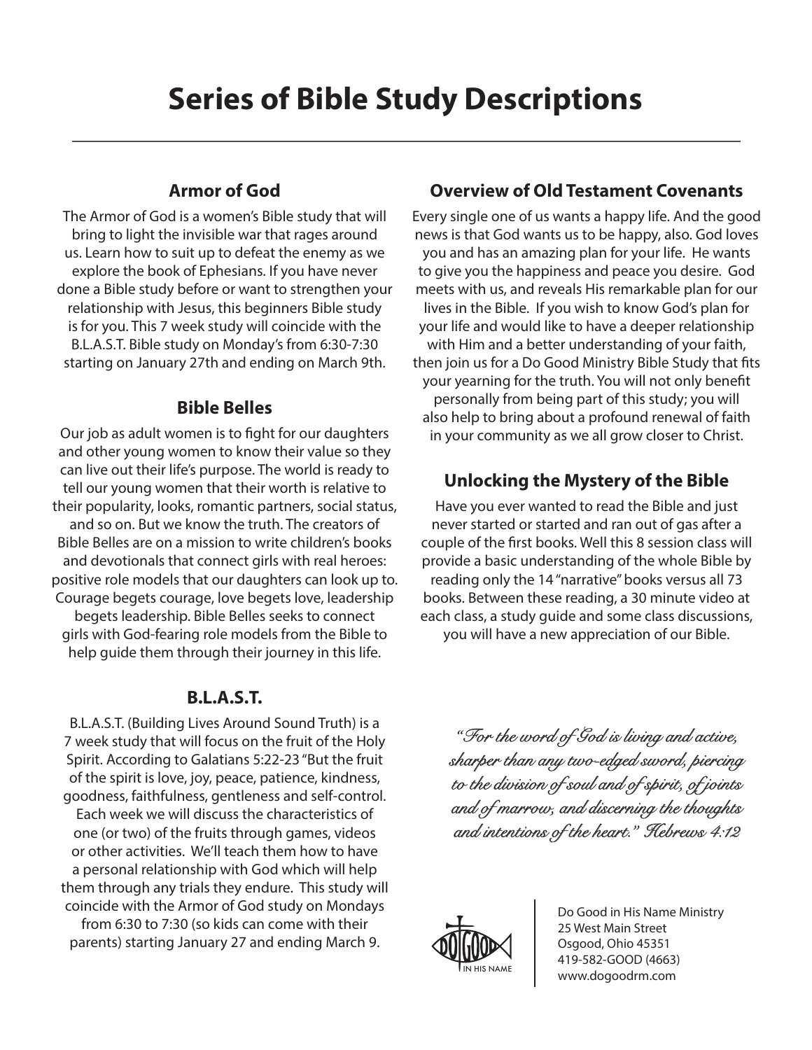# Series of Bible Study Descriptions

## Armor of God

The Armor of God is a women's Bible study that will bring to light the invisible war that rages around us. Learn how to suit up to defeat the enemy as we explore the book of Ephesians. If you have never done a Bible study before or want to strengthen your relationship with Jesus, this beginners Bible study is for you. This 7 week study will coincide with the B.L.A.S.T. Bible study on Monday's from 6:30-7:30 starting on January 27th and ending on March 9th.

## Bible Belles

Our job as adult women is to fight for our daughters and other young women to know their value so they can live out their life's purpose. The world is ready to tell our young women that their worth is relative to their popularity, looks, romantic partners, social status, and so on. But we know the truth. The creators of Bible Belles are on a mission to write children's books and devotionals that connect girls with real heroes: positive role models that our daughters can look up to. Courage begets courage, love begets love, leadership begets leadership. Bible Belles seeks to connect girls with God-fearing role models from the Bible to help guide them through their journey in this life.

## B.L.A.S.T.

B.L.A.S.T. (Building Lives Around Sound Truth) is a 7 week study that will focus on the fruit of the Holy Spirit. According to Galatians 5:22-23 "But the fruit of the spirit is love, joy, peace, patience, kindness, goodness, faithfulness, gentleness and self-control. Each week we will discuss the characteristics of one (or two) of the fruits through games, videos or other activities. We'll teach them how to have a personal relationship with God which will help them through any trials they endure. This study will coincide with the Armor of God study on Mondays from 6:30 to 7:30 (so kids can come with their parents) starting January 27 and ending March 9.

## Overview of Old Testament Covenants

Every single one of us wants a happy life. And the good news is that God wants us to be happy, also. God loves you and has an amazing plan for your life. He wants to give you the happiness and peace you desire. God meets with us, and reveals His remarkable plan for our lives in the Bible. If you wish to know God's plan for your life and would like to have a deeper relationship with Him and a better understanding of your faith, then join us for a Do Good Ministry Bible Study that fits your yearning for the truth. You will not only benefit personally from being part of this study; you will also help to bring about a profound renewal of faith in your community as we all grow closer to Christ.

## Unlocking the Mystery of the Bible

Have you ever wanted to read the Bible and just never started or started and ran out of gas after a couple of the first books. Well this 8 session class will provide a basic understanding of the whole Bible by reading only the 14 "narrative" books versus all 73 books. Between these reading, a 30 minute video at each class, a study guide and some class discussions, you will have a new appreciation of our Bible.

*"For the word of God is living and active, sharper than any two-edged sword, piercing to the division of soul and of spirit, of joints and of marrow, and discerning the thoughts and intentions of the heart." Hebrews 4:12*

DO GOOD IN HIS NAME

Do Good in His Name Ministry
25 West Main Street
Osgood, Ohio 45351
419-582-GOOD (4663)
www.dogoodrm.com